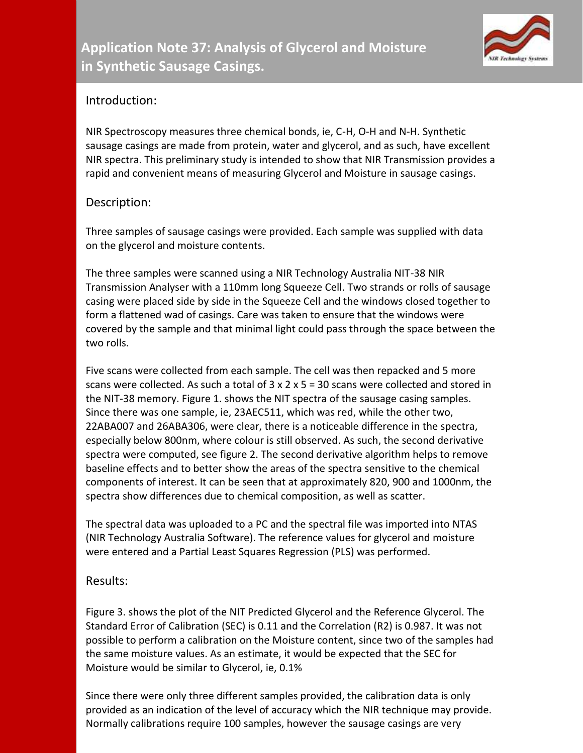# Application Note 37: Analysis of Glycerol and Moisture in Synthetic Sausage Casings.

## Introduction:

NIR Spectroscopy measures three chemical bonds, ie, C-H, O-H and N-H. Synthetic sausage casings are made from protein, water and glycerol, and as such, have excellent NIR spectra. This preliminary study is intended to show that NIR Transmission provides a rapid and convenient means of measuring Glycerol and Moisture in sausage casings.

## Description:

Three samples of sausage casings were provided. Each sample was supplied with data on the glycerol and moisture contents.

The three samples were scanned using a NIR Technology Australia NIT-38 NIR Transmission Analyser with a 110mm long Squeeze Cell. Two strands or rolls of sausage casing were placed side by side in the Squeeze Cell and the windows closed together to form a flattened wad of casings. Care was taken to ensure that the windows were covered by the sample and that minimal light could pass through the space between the two rolls.

Five scans were collected from each sample. The cell was then repacked and 5 more scans were collected. As such a total of 3 x 2 x 5 = 30 scans were collected and stored in the NIT-38 memory. Figure 1. shows the NIT spectra of the sausage casing samples. Since there was one sample, ie, 23AEC511, which was red, while the other two, 22ABA007 and 26ABA306, were clear, there is a noticeable difference in the spectra, especially below 800nm, where colour is still observed. As such, the second derivative spectra were computed, see figure 2. The second derivative algorithm helps to remove baseline effects and to better show the areas of the spectra sensitive to the chemical components of interest. It can be seen that at approximately 820, 900 and 1000nm, the spectra show differences due to chemical composition, as well as scatter.

The spectral data was uploaded to a PC and the spectral file was imported into NTAS (NIR Technology Australia Software). The reference values for glycerol and moisture were entered and a Partial Least Squares Regression (PLS) was performed.

## Results:

Figure 3. shows the plot of the NIT Predicted Glycerol and the Reference Glycerol. The Standard Error of Calibration (SEC) is 0.11 and the Correlation (R2) is 0.987. It was not possible to perform a calibration on the Moisture content, since two of the samples had the same moisture values. As an estimate, it would be expected that the SEC for Moisture would be similar to Glycerol, ie, 0.1%

Since there were only three different samples provided, the calibration data is only provided as an indication of the level of accuracy which the NIR technique may provide. Normally calibrations require 100 samples, however the sausage casings are very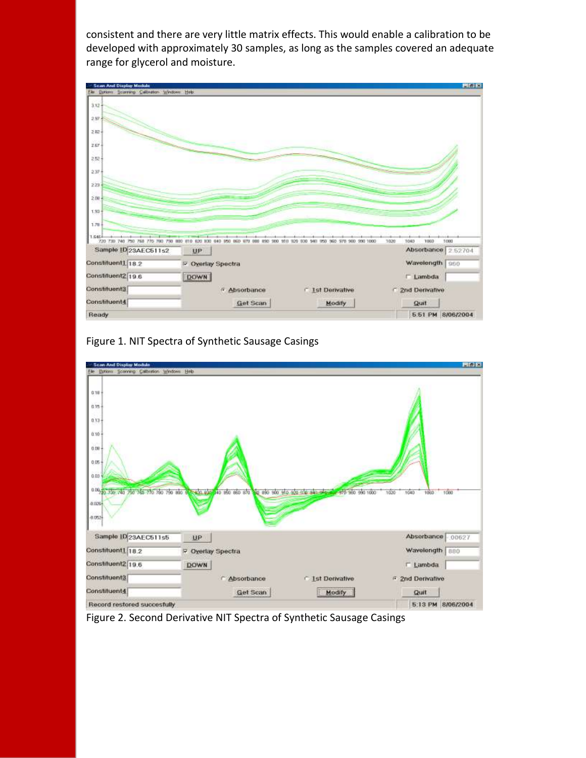consistent and there are very little matrix effects. This would enable a calibration to be developed with approximately 30 samples, as long as the samples covered an adequate range for glycerol and moisture.

Figure 1. NIT Spectra of Synthetic Sausage Casings

Figure 2. Second Derivative NIT Spectra of Synthetic Sausage Casings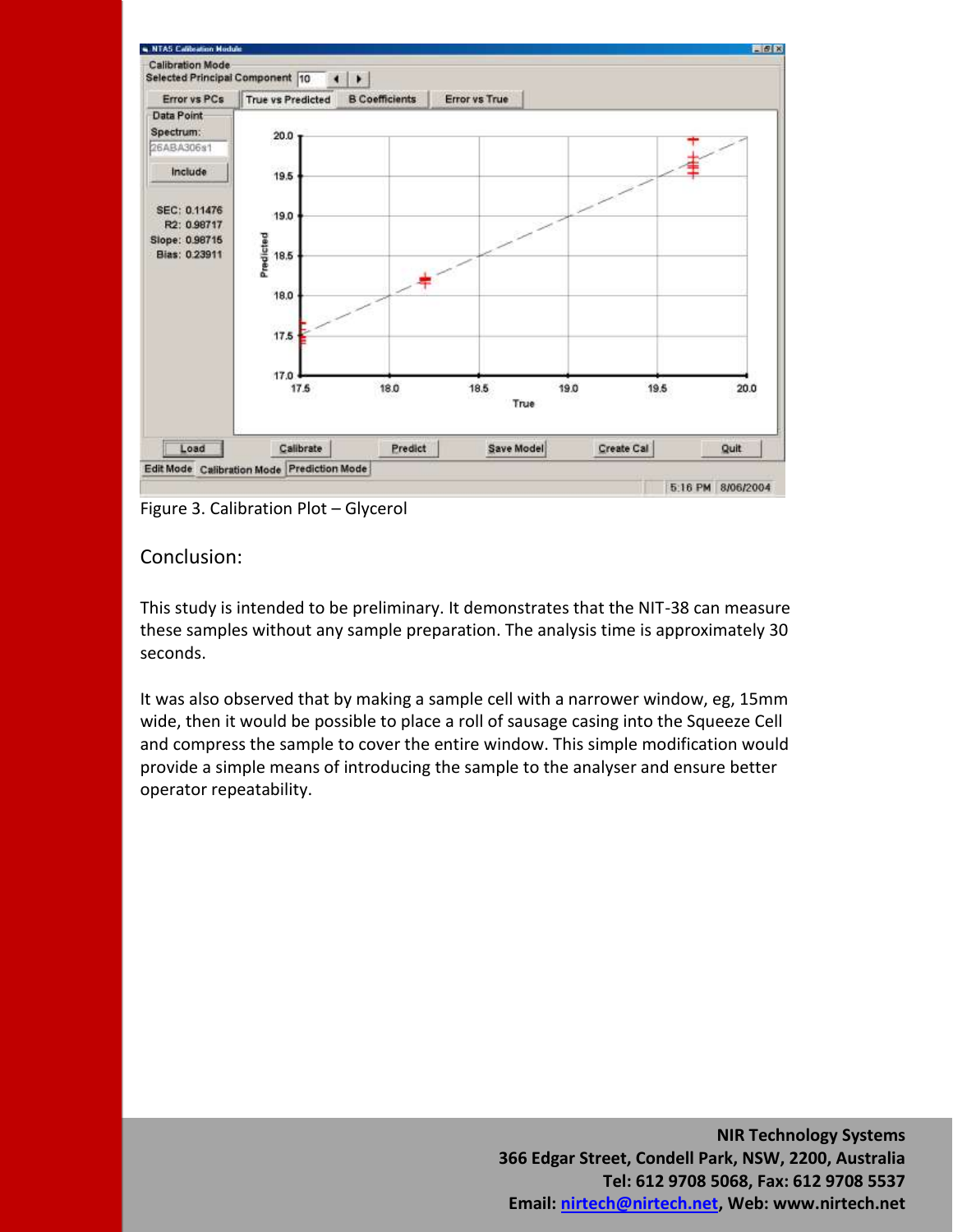NTAS Calibration Module

Calibration Mode

Selected Principal Component 10

Error vs PCs | True vs Predicted | B Coefficients | Error vs True

Data Point

Spectrum:

26ABA306s1

Include

SEC: 0.11476
R2: 0.98717
Slope: 0.98715
Bias: 0.23911

Predicted

20.0
19.5
19.0
18.5
18.0
17.5
17.0

17.5
18.0
18.5
19.0
19.5
20.0

True

Load | Calibrate | Predict | Save Model | Create Cal | Quit

Edit Mode | Calibration Mode | Prediction Mode

5:16 PM | 8/06/2004

Figure 3. Calibration Plot – Glycerol

## Conclusion:

This study is intended to be preliminary. It demonstrates that the NIT-38 can measure these samples without any sample preparation. The analysis time is approximately 30 seconds.

It was also observed that by making a sample cell with a narrower window, eg, 15mm wide, then it would be possible to place a roll of sausage casing into the Squeeze Cell and compress the sample to cover the entire window. This simple modification would provide a simple means of introducing the sample to the analyser and ensure better operator repeatability.

**NIR Technology Systems**
**366 Edgar Street, Condell Park, NSW, 2200, Australia**
**Tel: 612 9708 5068, Fax: 612 9708 5537**
**Email: nirtech@nirtech.net, Web: www.nirtech.net**